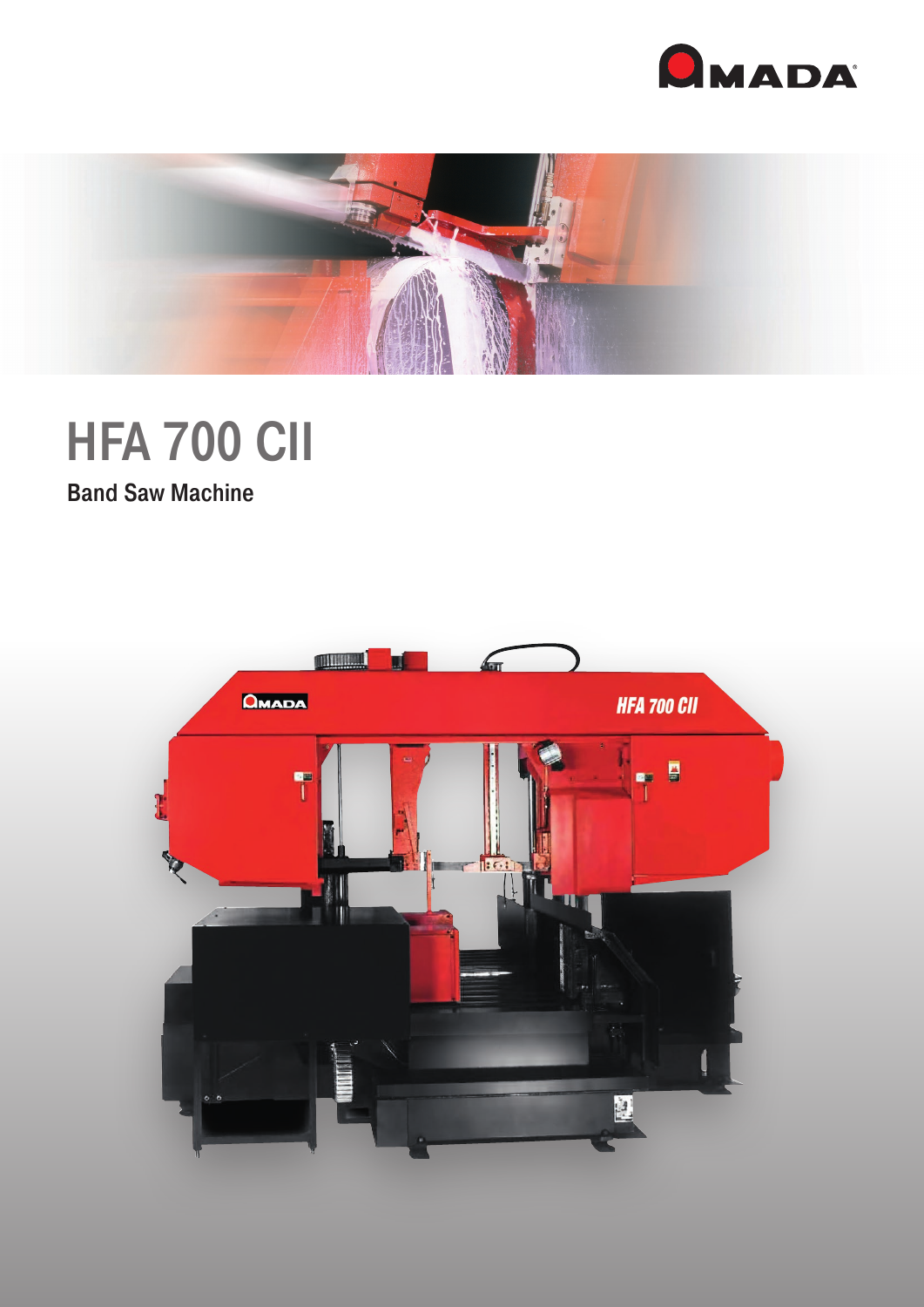AMADA

# HFA 700 CII

## Band Saw Machine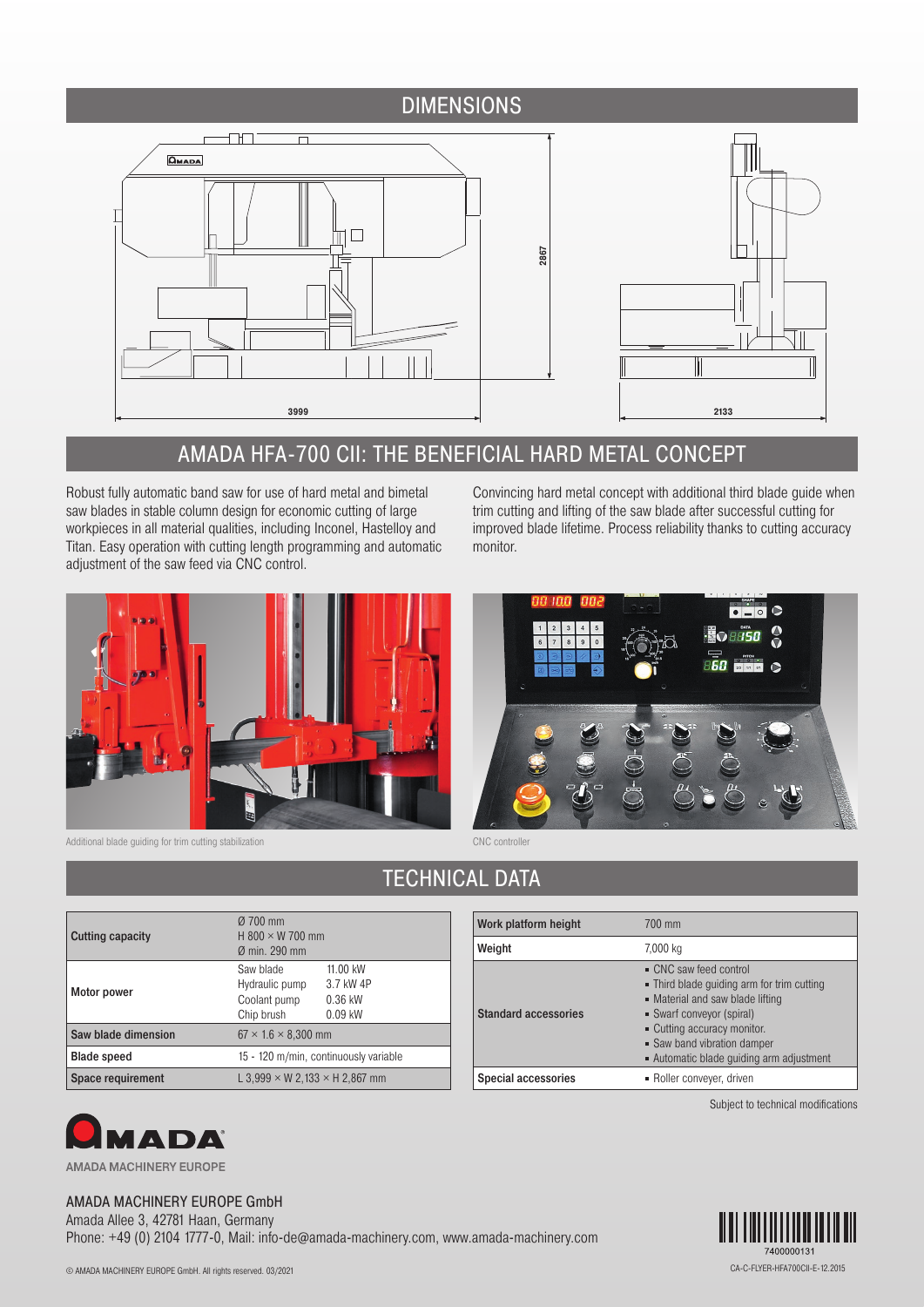## DIMENSIONS

2867

3999

2133

## AMADA HFA-700 CII: THE BENEFICIAL HARD METAL CONCEPT

Robust fully automatic band saw for use of hard metal and bimetal saw blades in stable column design for economic cutting of large workpieces in all material qualities, including Inconel, Hastelloy and Titan. Easy operation with cutting length programming and automatic adjustment of the saw feed via CNC control.

Convincing hard metal concept with additional third blade guide when trim cutting and lifting of the saw blade after successful cutting for improved blade lifetime. Process reliability thanks to cutting accuracy monitor.

Additional blade guiding for trim cutting stabilization

CNC controller

## TECHNICAL DATA

| | |
|---|---|
| **Cutting capacity** | Ø 700 mm<br>H 800 × W 700 mm<br>Ø min. 290 mm |
| **Motor power** | Saw blade 11.00 kW<br>Hydraulic pump 3.7 kW 4P<br>Coolant pump 0.36 kW<br>Chip brush 0.09 kW |
| **Saw blade dimension** | 67 × 1.6 × 8,300 mm |
| **Blade speed** | 15 - 120 m/min, continuously variable |
| **Space requirement** | L 3,999 × W 2,133 × H 2,867 mm |

| | |
|---|---|
| **Work platform height** | 700 mm |
| **Weight** | 7,000 kg |
| **Standard accessories** | ▪ CNC saw feed control<br>▪ Third blade guiding arm for trim cutting<br>▪ Material and saw blade lifting<br>▪ Swarf conveyor (spiral)<br>▪ Cutting accuracy monitor.<br>▪ Saw band vibration damper<br>▪ Automatic blade guiding arm adjustment |
| **Special accessories** | ▪ Roller conveyer, driven |

Subject to technical modifications

AMADA MACHINERY EUROPE

AMADA MACHINERY EUROPE GmbH
Amada Allee 3, 42781 Haan, Germany
Phone: +49 (0) 2104 1777-0, Mail: info-de@amada-machinery.com, www.amada-machinery.com

7400000131

CA-C-FLYER-HFA700CII-E-12.2015

© AMADA MACHINERY EUROPE GmbH. All rights reserved. 03/2021